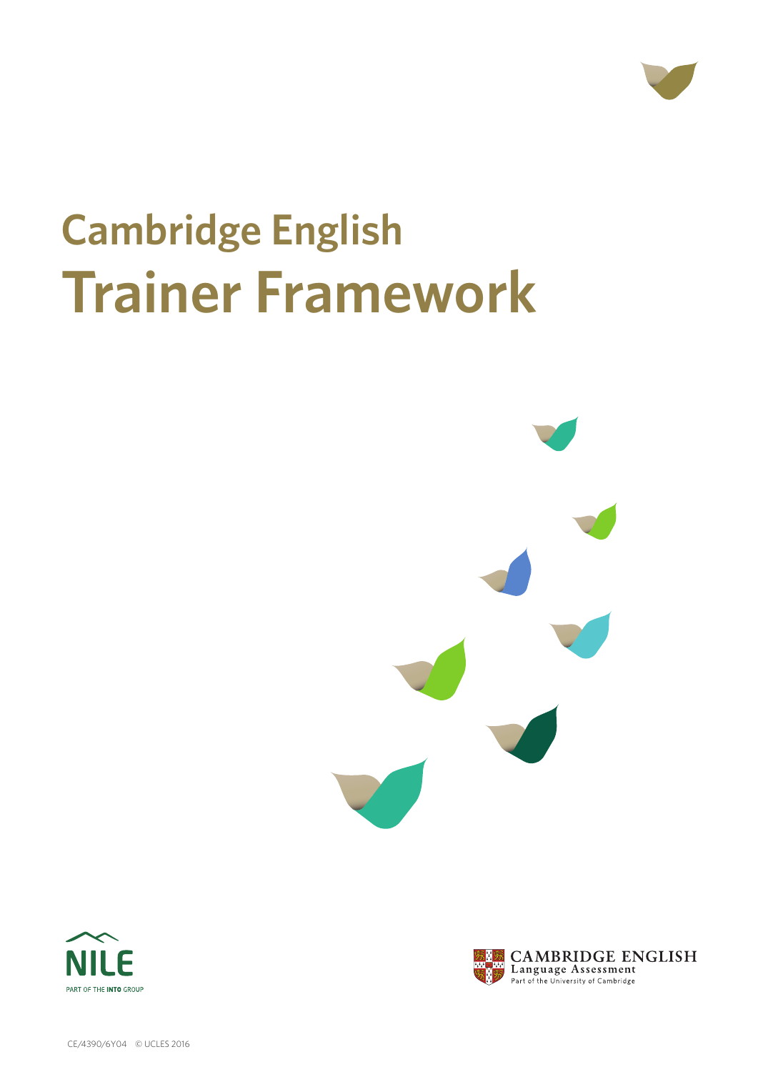# Cambridge English

# Trainer Framework

NILE

PART OF THE INTO GROUP

CAMBRIDGE ENGLISH

Language Assessment

Part of the University of Cambridge

CE/4390/6Y04 © UCLES 2016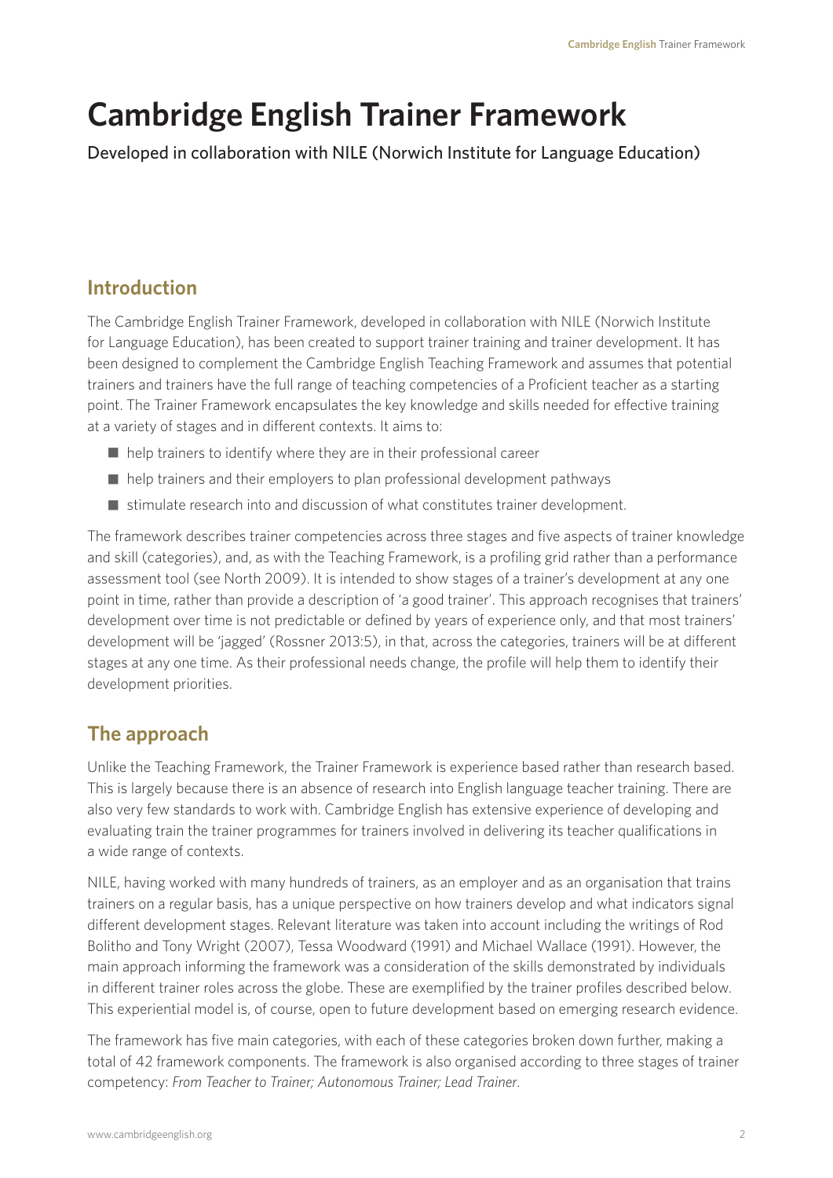# Cambridge English Trainer Framework

Developed in collaboration with NILE (Norwich Institute for Language Education)

## Introduction

The Cambridge English Trainer Framework, developed in collaboration with NILE (Norwich Institute for Language Education), has been created to support trainer training and trainer development. It has been designed to complement the Cambridge English Teaching Framework and assumes that potential trainers and trainers have the full range of teaching competencies of a Proficient teacher as a starting point. The Trainer Framework encapsulates the key knowledge and skills needed for effective training at a variety of stages and in different contexts. It aims to:

- help trainers to identify where they are in their professional career
- help trainers and their employers to plan professional development pathways
- stimulate research into and discussion of what constitutes trainer development.

The framework describes trainer competencies across three stages and five aspects of trainer knowledge and skill (categories), and, as with the Teaching Framework, is a profiling grid rather than a performance assessment tool (see North 2009). It is intended to show stages of a trainer's development at any one point in time, rather than provide a description of 'a good trainer'. This approach recognises that trainers' development over time is not predictable or defined by years of experience only, and that most trainers' development will be 'jagged' (Rossner 2013:5), in that, across the categories, trainers will be at different stages at any one time. As their professional needs change, the profile will help them to identify their development priorities.

## The approach

Unlike the Teaching Framework, the Trainer Framework is experience based rather than research based. This is largely because there is an absence of research into English language teacher training. There are also very few standards to work with. Cambridge English has extensive experience of developing and evaluating train the trainer programmes for trainers involved in delivering its teacher qualifications in a wide range of contexts.

NILE, having worked with many hundreds of trainers, as an employer and as an organisation that trains trainers on a regular basis, has a unique perspective on how trainers develop and what indicators signal different development stages. Relevant literature was taken into account including the writings of Rod Bolitho and Tony Wright (2007), Tessa Woodward (1991) and Michael Wallace (1991). However, the main approach informing the framework was a consideration of the skills demonstrated by individuals in different trainer roles across the globe. These are exemplified by the trainer profiles described below. This experiential model is, of course, open to future development based on emerging research evidence.

The framework has five main categories, with each of these categories broken down further, making a total of 42 framework components. The framework is also organised according to three stages of trainer competency: *From Teacher to Trainer; Autonomous Trainer; Lead Trainer*.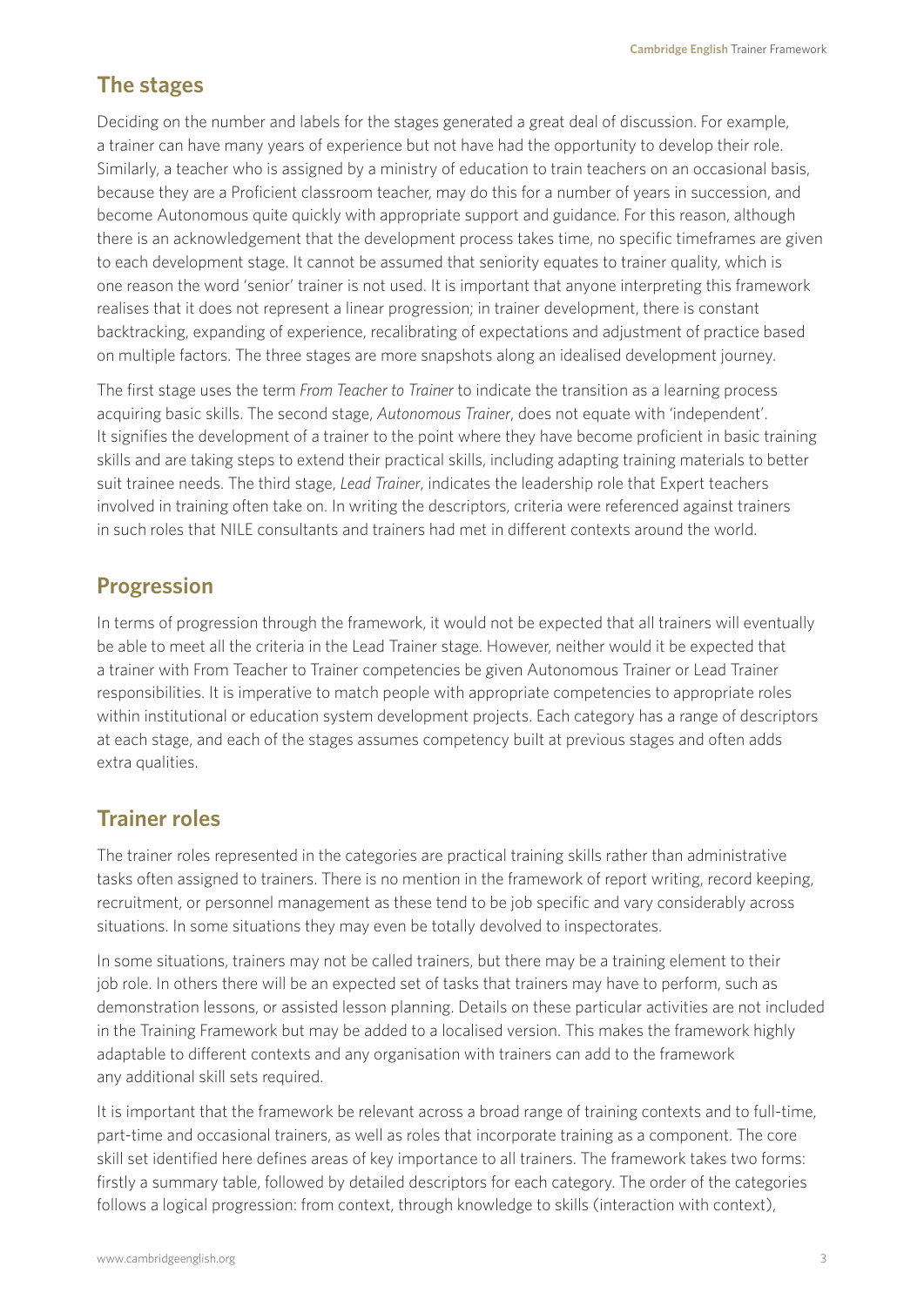## The stages

Deciding on the number and labels for the stages generated a great deal of discussion. For example, a trainer can have many years of experience but not have had the opportunity to develop their role. Similarly, a teacher who is assigned by a ministry of education to train teachers on an occasional basis, because they are a Proficient classroom teacher, may do this for a number of years in succession, and become Autonomous quite quickly with appropriate support and guidance. For this reason, although there is an acknowledgement that the development process takes time, no specific timeframes are given to each development stage. It cannot be assumed that seniority equates to trainer quality, which is one reason the word 'senior' trainer is not used. It is important that anyone interpreting this framework realises that it does not represent a linear progression; in trainer development, there is constant backtracking, expanding of experience, recalibrating of expectations and adjustment of practice based on multiple factors. The three stages are more snapshots along an idealised development journey.

The first stage uses the term *From Teacher to Trainer* to indicate the transition as a learning process acquiring basic skills. The second stage, *Autonomous Trainer*, does not equate with 'independent'. It signifies the development of a trainer to the point where they have become proficient in basic training skills and are taking steps to extend their practical skills, including adapting training materials to better suit trainee needs. The third stage, *Lead Trainer*, indicates the leadership role that Expert teachers involved in training often take on. In writing the descriptors, criteria were referenced against trainers in such roles that NILE consultants and trainers had met in different contexts around the world.

## Progression

In terms of progression through the framework, it would not be expected that all trainers will eventually be able to meet all the criteria in the Lead Trainer stage. However, neither would it be expected that a trainer with From Teacher to Trainer competencies be given Autonomous Trainer or Lead Trainer responsibilities. It is imperative to match people with appropriate competencies to appropriate roles within institutional or education system development projects. Each category has a range of descriptors at each stage, and each of the stages assumes competency built at previous stages and often adds extra qualities.

## Trainer roles

The trainer roles represented in the categories are practical training skills rather than administrative tasks often assigned to trainers. There is no mention in the framework of report writing, record keeping, recruitment, or personnel management as these tend to be job specific and vary considerably across situations. In some situations they may even be totally devolved to inspectorates.

In some situations, trainers may not be called trainers, but there may be a training element to their job role. In others there will be an expected set of tasks that trainers may have to perform, such as demonstration lessons, or assisted lesson planning. Details on these particular activities are not included in the Training Framework but may be added to a localised version. This makes the framework highly adaptable to different contexts and any organisation with trainers can add to the framework any additional skill sets required.

It is important that the framework be relevant across a broad range of training contexts and to full-time, part-time and occasional trainers, as well as roles that incorporate training as a component. The core skill set identified here defines areas of key importance to all trainers. The framework takes two forms: firstly a summary table, followed by detailed descriptors for each category. The order of the categories follows a logical progression: from context, through knowledge to skills (interaction with context),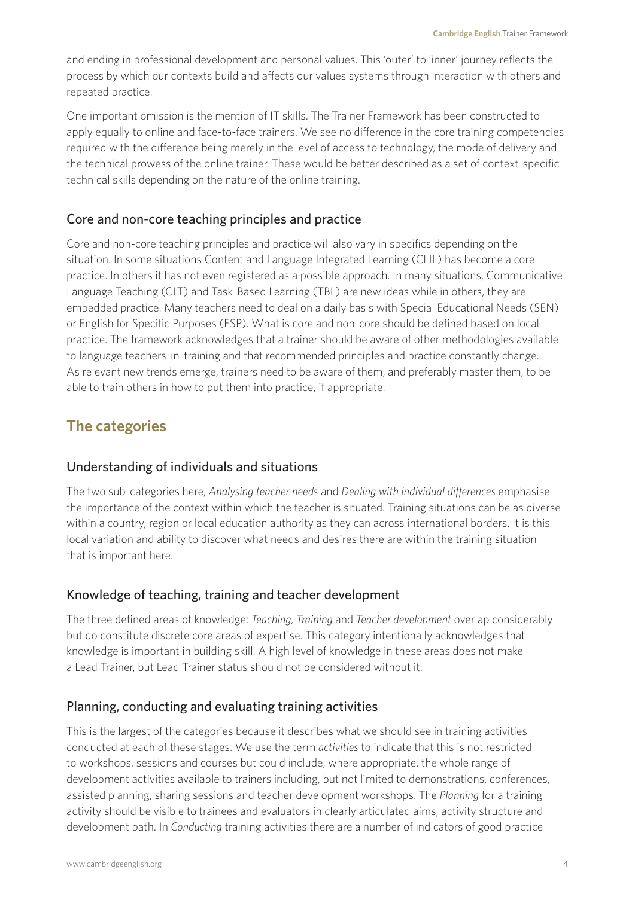and ending in professional development and personal values. This 'outer' to 'inner' journey reflects the process by which our contexts build and affects our values systems through interaction with others and repeated practice.

One important omission is the mention of IT skills. The Trainer Framework has been constructed to apply equally to online and face-to-face trainers. We see no difference in the core training competencies required with the difference being merely in the level of access to technology, the mode of delivery and the technical prowess of the online trainer. These would be better described as a set of context-specific technical skills depending on the nature of the online training.

### Core and non-core teaching principles and practice

Core and non-core teaching principles and practice will also vary in specifics depending on the situation. In some situations Content and Language Integrated Learning (CLIL) has become a core practice. In others it has not even registered as a possible approach. In many situations, Communicative Language Teaching (CLT) and Task-Based Learning (TBL) are new ideas while in others, they are embedded practice. Many teachers need to deal on a daily basis with Special Educational Needs (SEN) or English for Specific Purposes (ESP). What is core and non-core should be defined based on local practice. The framework acknowledges that a trainer should be aware of other methodologies available to language teachers-in-training and that recommended principles and practice constantly change. As relevant new trends emerge, trainers need to be aware of them, and preferably master them, to be able to train others in how to put them into practice, if appropriate.

## The categories

### Understanding of individuals and situations

The two sub-categories here, *Analysing teacher needs* and *Dealing with individual differences* emphasise the importance of the context within which the teacher is situated. Training situations can be as diverse within a country, region or local education authority as they can across international borders. It is this local variation and ability to discover what needs and desires there are within the training situation that is important here.

### Knowledge of teaching, training and teacher development

The three defined areas of knowledge: *Teaching, Training* and *Teacher development* overlap considerably but do constitute discrete core areas of expertise. This category intentionally acknowledges that knowledge is important in building skill. A high level of knowledge in these areas does not make a Lead Trainer, but Lead Trainer status should not be considered without it.

### Planning, conducting and evaluating training activities

This is the largest of the categories because it describes what we should see in training activities conducted at each of these stages. We use the term *activities* to indicate that this is not restricted to workshops, sessions and courses but could include, where appropriate, the whole range of development activities available to trainers including, but not limited to demonstrations, conferences, assisted planning, sharing sessions and teacher development workshops. The *Planning* for a training activity should be visible to trainees and evaluators in clearly articulated aims, activity structure and development path. In *Conducting* training activities there are a number of indicators of good practice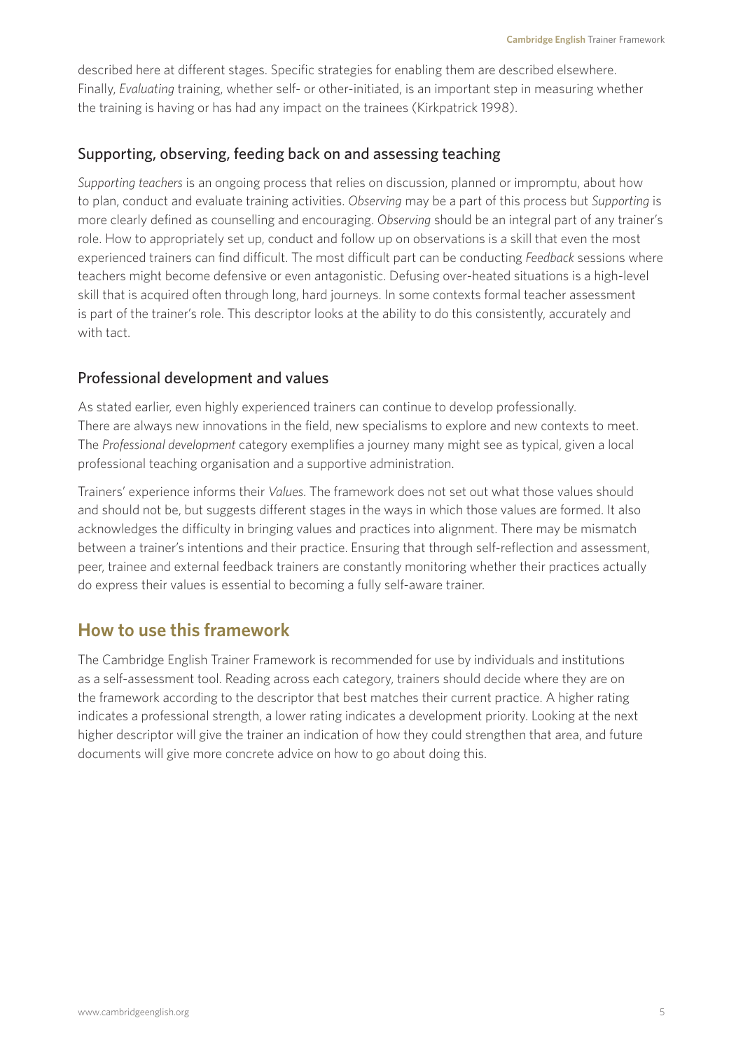described here at different stages. Specific strategies for enabling them are described elsewhere. Finally, *Evaluating* training, whether self- or other-initiated, is an important step in measuring whether the training is having or has had any impact on the trainees (Kirkpatrick 1998).

### Supporting, observing, feeding back on and assessing teaching

*Supporting teachers* is an ongoing process that relies on discussion, planned or impromptu, about how to plan, conduct and evaluate training activities. *Observing* may be a part of this process but *Supporting* is more clearly defined as counselling and encouraging. *Observing* should be an integral part of any trainer's role. How to appropriately set up, conduct and follow up on observations is a skill that even the most experienced trainers can find difficult. The most difficult part can be conducting *Feedback* sessions where teachers might become defensive or even antagonistic. Defusing over-heated situations is a high-level skill that is acquired often through long, hard journeys. In some contexts formal teacher assessment is part of the trainer's role. This descriptor looks at the ability to do this consistently, accurately and with tact.

### Professional development and values

As stated earlier, even highly experienced trainers can continue to develop professionally. There are always new innovations in the field, new specialisms to explore and new contexts to meet. The *Professional development* category exemplifies a journey many might see as typical, given a local professional teaching organisation and a supportive administration.

Trainers' experience informs their *Values*. The framework does not set out what those values should and should not be, but suggests different stages in the ways in which those values are formed. It also acknowledges the difficulty in bringing values and practices into alignment. There may be mismatch between a trainer's intentions and their practice. Ensuring that through self-reflection and assessment, peer, trainee and external feedback trainers are constantly monitoring whether their practices actually do express their values is essential to becoming a fully self-aware trainer.

## How to use this framework

The Cambridge English Trainer Framework is recommended for use by individuals and institutions as a self-assessment tool. Reading across each category, trainers should decide where they are on the framework according to the descriptor that best matches their current practice. A higher rating indicates a professional strength, a lower rating indicates a development priority. Looking at the next higher descriptor will give the trainer an indication of how they could strengthen that area, and future documents will give more concrete advice on how to go about doing this.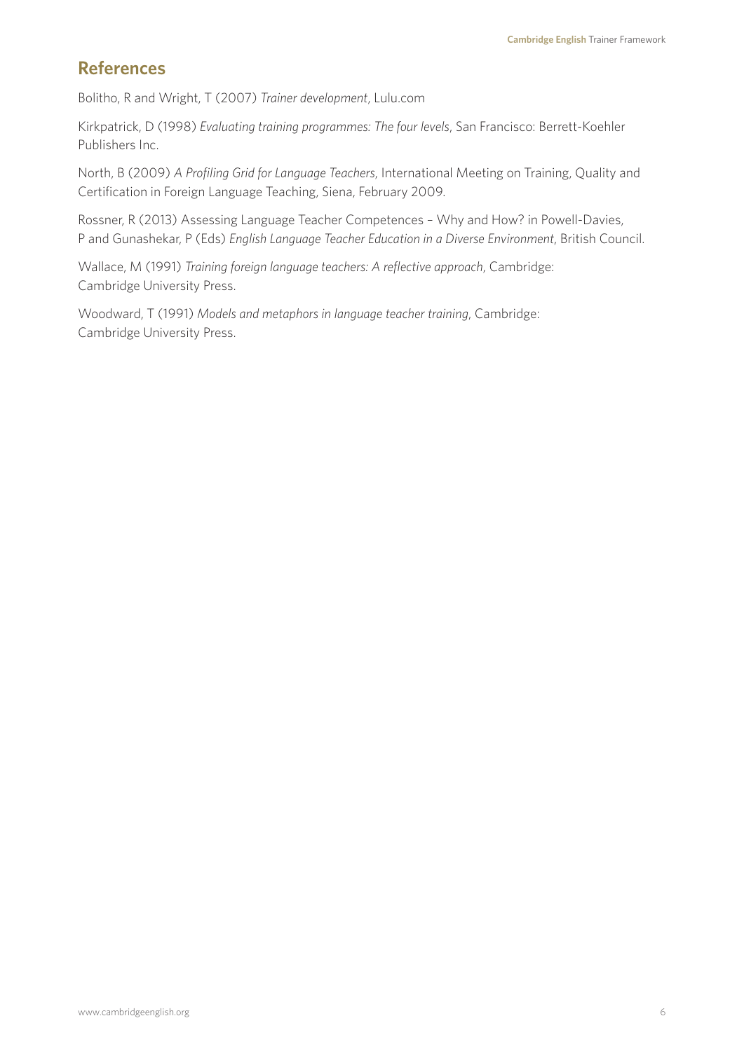## References

Bolitho, R and Wright, T (2007) *Trainer development*, Lulu.com

Kirkpatrick, D (1998) *Evaluating training programmes: The four levels*, San Francisco: Berrett-Koehler Publishers Inc.

North, B (2009) *A Profiling Grid for Language Teachers*, International Meeting on Training, Quality and Certification in Foreign Language Teaching, Siena, February 2009.

Rossner, R (2013) Assessing Language Teacher Competences – Why and How? in Powell-Davies, P and Gunashekar, P (Eds) *English Language Teacher Education in a Diverse Environment*, British Council.

Wallace, M (1991) *Training foreign language teachers: A reflective approach*, Cambridge: Cambridge University Press.

Woodward, T (1991) *Models and metaphors in language teacher training*, Cambridge: Cambridge University Press.